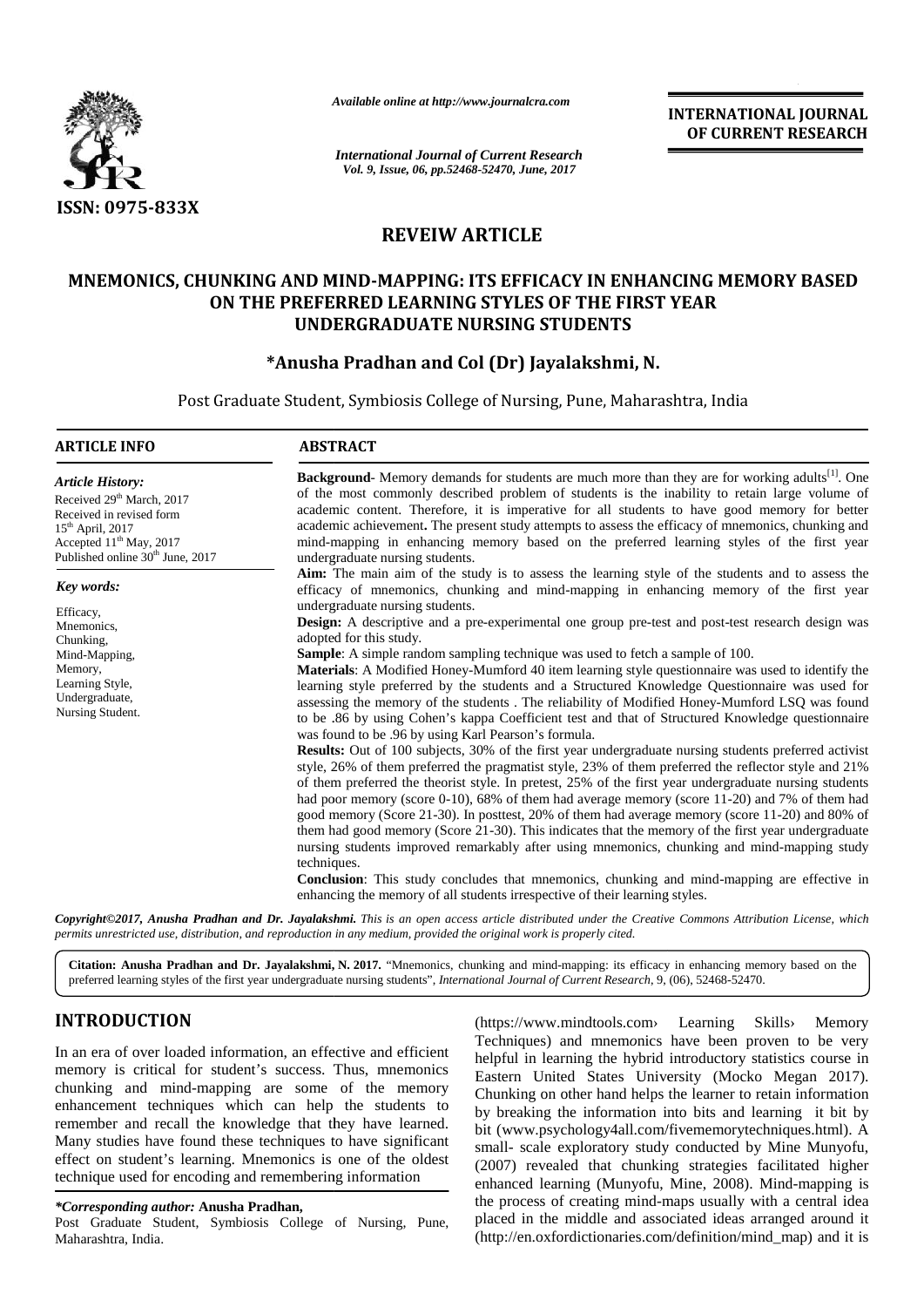ISSN: 0975-833X

*Available online at http://www.journalcra.com*

*International Journal of Current Research*
*Vol. 9, Issue, 06, pp.52468-52470, June, 2017*

**INTERNATIONAL JOURNAL OF CURRENT RESEARCH**

## REVEIW ARTICLE

# MNEMONICS, CHUNKING AND MIND-MAPPING: ITS EFFICACY IN ENHANCING MEMORY BASED ON THE PREFERRED LEARNING STYLES OF THE FIRST YEAR UNDERGRADUATE NURSING STUDENTS

### *Anusha Pradhan and Col (Dr) Jayalakshmi, N.

Post Graduate Student, Symbiosis College of Nursing, Pune, Maharashtra, India

**ARTICLE INFO**

*Article History:*

Received 29th March, 2017
Received in revised form
15th April, 2017
Accepted 11th May, 2017
Published online 30th June, 2017

*Key words:*

Efficacy,
Mnemonics,
Chunking,
Mind-Mapping,
Memory,
Learning Style,
Undergraduate,
Nursing Student.

**ABSTRACT**

**Background**- Memory demands for students are much more than they are for working adults[1]. One of the most commonly described problem of students is the inability to retain large volume of academic content. Therefore, it is imperative for all students to have good memory for better academic achievement**.** The present study attempts to assess the efficacy of mnemonics, chunking and mind-mapping in enhancing memory based on the preferred learning styles of the first year undergraduate nursing students.

**Aim:** The main aim of the study is to assess the learning style of the students and to assess the efficacy of mnemonics, chunking and mind-mapping in enhancing memory of the first year undergraduate nursing students.

**Design:** A descriptive and a pre-experimental one group pre-test and post-test research design was adopted for this study.

**Sample**: A simple random sampling technique was used to fetch a sample of 100.

**Materials**: A Modified Honey-Mumford 40 item learning style questionnaire was used to identify the learning style preferred by the students and a Structured Knowledge Questionnaire was used for assessing the memory of the students . The reliability of Modified Honey-Mumford LSQ was found to be .86 by using Cohen's kappa Coefficient test and that of Structured Knowledge questionnaire was found to be .96 by using Karl Pearson's formula.

**Results:** Out of 100 subjects, 30% of the first year undergraduate nursing students preferred activist style, 26% of them preferred the pragmatist style, 23% of them preferred the reflector style and 21% of them preferred the theorist style. In pretest, 25% of the first year undergraduate nursing students had poor memory (score 0-10), 68% of them had average memory (score 11-20) and 7% of them had good memory (Score 21-30). In posttest, 20% of them had average memory (score 11-20) and 80% of them had good memory (Score 21-30). This indicates that the memory of the first year undergraduate nursing students improved remarkably after using mnemonics, chunking and mind-mapping study techniques.

**Conclusion**: This study concludes that mnemonics, chunking and mind-mapping are effective in enhancing the memory of all students irrespective of their learning styles.

***Copyright©2017, Anusha Pradhan and Dr. Jayalakshmi.*** *This is an open access article distributed under the Creative Commons Attribution License, which permits unrestricted use, distribution, and reproduction in any medium, provided the original work is properly cited.*

**Citation: Anusha Pradhan and Dr. Jayalakshmi, N. 2017.** "Mnemonics, chunking and mind-mapping: its efficacy in enhancing memory based on the preferred learning styles of the first year undergraduate nursing students", *International Journal of Current Research*, 9, (06), 52468-52470.

## INTRODUCTION

In an era of over loaded information, an effective and efficient memory is critical for student's success. Thus, mnemonics chunking and mind-mapping are some of the memory enhancement techniques which can help the students to remember and recall the knowledge that they have learned. Many studies have found these techniques to have significant effect on student's learning. Mnemonics is one of the oldest technique used for encoding and remembering information (https://www.mindtools.com› Learning Skills› Memory Techniques) and mnemonics have been proven to be very helpful in learning the hybrid introductory statistics course in Eastern United States University (Mocko Megan 2017). Chunking on other hand helps the learner to retain information by breaking the information into bits and learning it bit by bit (www.psychology4all.com/fivememorytechniques.html). A small- scale exploratory study conducted by Mine Munyofu, (2007) revealed that chunking strategies facilitated higher enhanced learning (Munyofu, Mine, 2008). Mind-mapping is the process of creating mind-maps usually with a central idea placed in the middle and associated ideas arranged around it (http://en.oxfordictionaries.com/definition/mind_map) and it is

**\*Corresponding author: Anusha Pradhan,**
Post Graduate Student, Symbiosis College of Nursing, Pune, Maharashtra, India.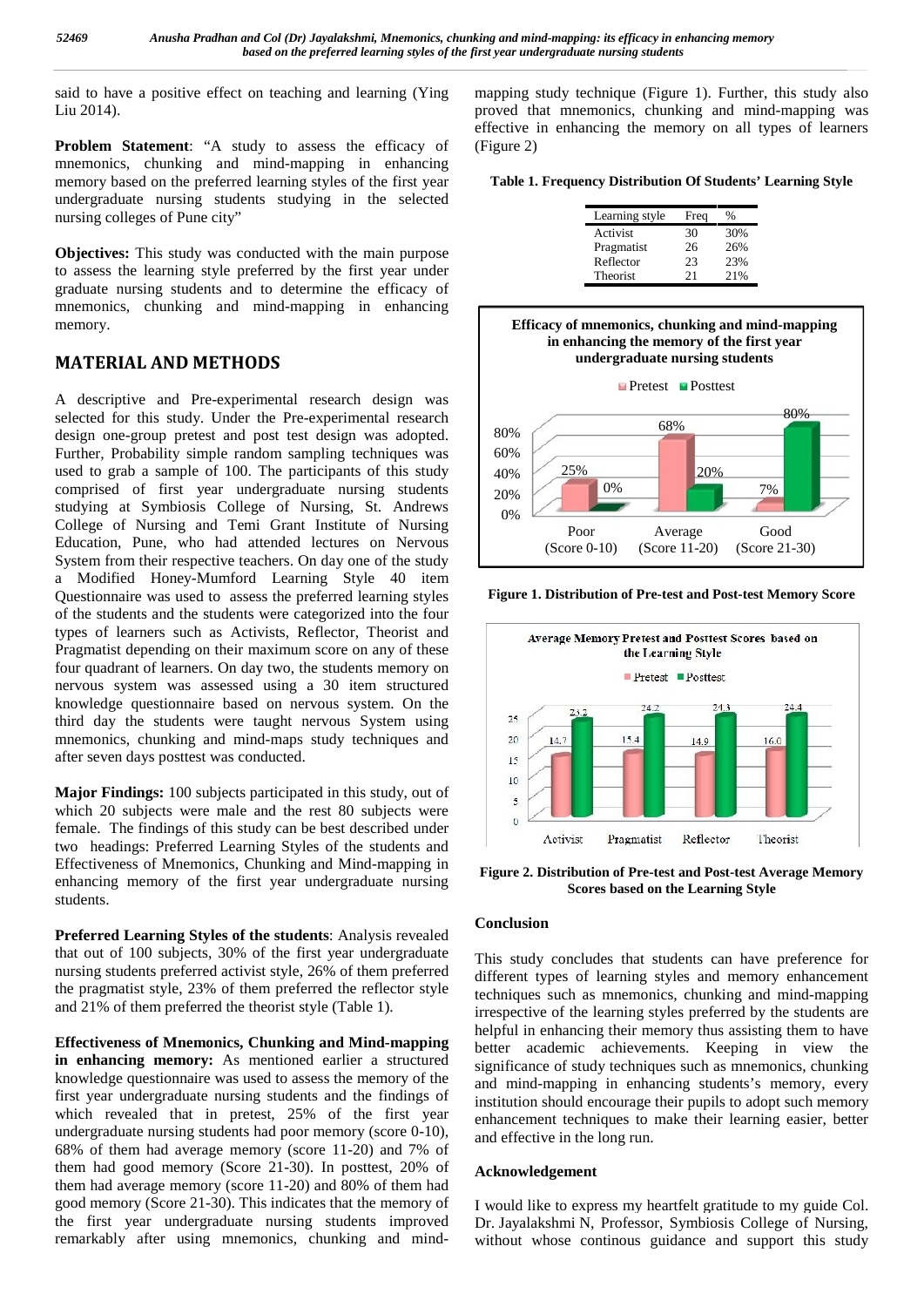said to have a positive effect on teaching and learning (Ying Liu 2014).

**Problem Statement**: "A study to assess the efficacy of mnemonics, chunking and mind-mapping in enhancing memory based on the preferred learning styles of the first year undergraduate nursing students studying in the selected nursing colleges of Pune city"

**Objectives:** This study was conducted with the main purpose to assess the learning style preferred by the first year under graduate nursing students and to determine the efficacy of mnemonics, chunking and mind-mapping in enhancing memory.

## MATERIAL AND METHODS

A descriptive and Pre-experimental research design was selected for this study. Under the Pre-experimental research design one-group pretest and post test design was adopted. Further, Probability simple random sampling techniques was used to grab a sample of 100. The participants of this study comprised of first year undergraduate nursing students studying at Symbiosis College of Nursing, St. Andrews College of Nursing and Temi Grant Institute of Nursing Education, Pune, who had attended lectures on Nervous System from their respective teachers. On day one of the study a Modified Honey-Mumford Learning Style 40 item Questionnaire was used to assess the preferred learning styles of the students and the students were categorized into the four types of learners such as Activists, Reflector, Theorist and Pragmatist depending on their maximum score on any of these four quadrant of learners. On day two, the students memory on nervous system was assessed using a 30 item structured knowledge questionnaire based on nervous system. On the third day the students were taught nervous System using mnemonics, chunking and mind-maps study techniques and after seven days posttest was conducted.

**Major Findings:** 100 subjects participated in this study, out of which 20 subjects were male and the rest 80 subjects were female. The findings of this study can be best described under two headings: Preferred Learning Styles of the students and Effectiveness of Mnemonics, Chunking and Mind-mapping in enhancing memory of the first year undergraduate nursing students.

**Preferred Learning Styles of the students**: Analysis revealed that out of 100 subjects, 30% of the first year undergraduate nursing students preferred activist style, 26% of them preferred the pragmatist style, 23% of them preferred the reflector style and 21% of them preferred the theorist style (Table 1).

**Effectiveness of Mnemonics, Chunking and Mind-mapping in enhancing memory:** As mentioned earlier a structured knowledge questionnaire was used to assess the memory of the first year undergraduate nursing students and the findings of which revealed that in pretest, 25% of the first year undergraduate nursing students had poor memory (score 0-10), 68% of them had average memory (score 11-20) and 7% of them had good memory (Score 21-30). In posttest, 20% of them had average memory (score 11-20) and 80% of them had good memory (Score 21-30). This indicates that the memory of the first year undergraduate nursing students improved remarkably after using mnemonics, chunking and mind-mapping study technique (Figure 1). Further, this study also proved that mnemonics, chunking and mind-mapping was effective in enhancing the memory on all types of learners (Figure 2)

**Table 1. Frequency Distribution Of Students' Learning Style**

| Learning style | Freq | % |
|---|---|---|
| Activist | 30 | 30% |
| Pragmatist | 26 | 26% |
| Reflector | 23 | 23% |
| Theorist | 21 | 21% |

**Efficacy of mnemonics, chunking and mind-mapping in enhancing the memory of the first year undergraduate nursing students**

| | Poor (Score 0-10) | Average (Score 11-20) | Good (Score 21-30) |
|---|---|---|---|
| Pretest | 25% | 68% | 7% |
| Posttest | 0% | 20% | 80% |

**Figure 1. Distribution of Pre-test and Post-test Memory Score**

**Average Memory Pretest and Posttest Scores based on the Learning Style**

| | Activist | Pragmatist | Reflector | Theorist |
|---|---|---|---|---|
| Pretest | 14.7 | 15.4 | 14.9 | 16.0 |
| Posttest | 23.2 | 24.2 | 24.3 | 24.4 |

**Figure 2. Distribution of Pre-test and Post-test Average Memory Scores based on the Learning Style**

### Conclusion

This study concludes that students can have preference for different types of learning styles and memory enhancement techniques such as mnemonics, chunking and mind-mapping irrespective of the learning styles preferred by the students are helpful in enhancing their memory thus assisting them to have better academic achievements. Keeping in view the significance of study techniques such as mnemonics, chunking and mind-mapping in enhancing students's memory, every institution should encourage their pupils to adopt such memory enhancement techniques to make their learning easier, better and effective in the long run.

### Acknowledgement

I would like to express my heartfelt gratitude to my guide Col. Dr. Jayalakshmi N, Professor, Symbiosis College of Nursing, without whose continous guidance and support this study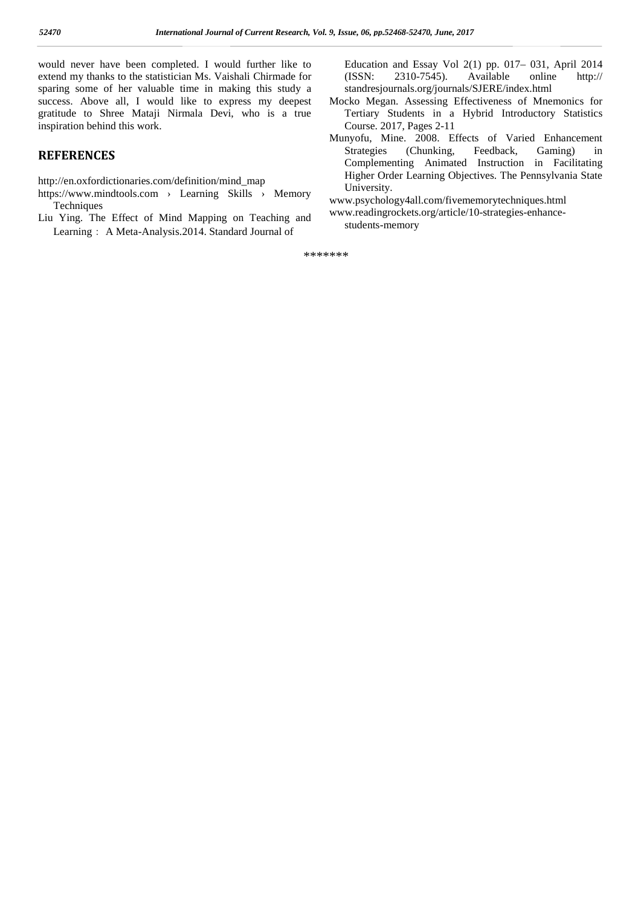would never have been completed. I would further like to extend my thanks to the statistician Ms. Vaishali Chirmade for sparing some of her valuable time in making this study a success. Above all, I would like to express my deepest gratitude to Shree Mataji Nirmala Devi, who is a true inspiration behind this work.

## REFERENCES

http://en.oxfordictionaries.com/definition/mind_map

https://www.mindtools.com › Learning Skills › Memory Techniques

Liu Ying. The Effect of Mind Mapping on Teaching and Learning：A Meta-Analysis.2014. Standard Journal of Education and Essay Vol 2(1) pp. 017– 031, April 2014 (ISSN: 2310-7545). Available online http:// standresjournals.org/journals/SJERE/index.html

Mocko Megan. Assessing Effectiveness of Mnemonics for Tertiary Students in a Hybrid Introductory Statistics Course. 2017, Pages 2-11

Munyofu, Mine. 2008. Effects of Varied Enhancement Strategies (Chunking, Feedback, Gaming) in Complementing Animated Instruction in Facilitating Higher Order Learning Objectives. The Pennsylvania State University.

www.psychology4all.com/fivememorytechniques.html

www.readingrockets.org/article/10-strategies-enhance-students-memory

*******